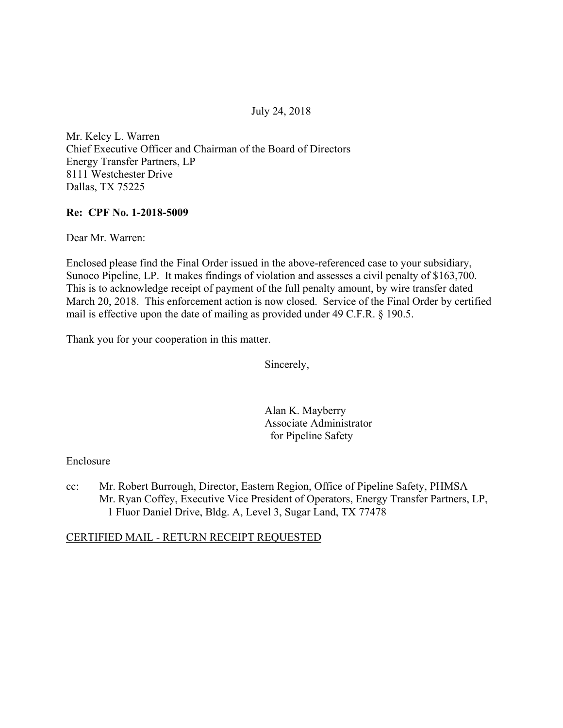July 24, 2018

Mr. Kelcy L. Warren
Chief Executive Officer and Chairman of the Board of Directors
Energy Transfer Partners, LP
8111 Westchester Drive
Dallas, TX 75225

**Re: CPF No. 1-2018-5009**

Dear Mr. Warren:

Enclosed please find the Final Order issued in the above-referenced case to your subsidiary, Sunoco Pipeline, LP. It makes findings of violation and assesses a civil penalty of $163,700. This is to acknowledge receipt of payment of the full penalty amount, by wire transfer dated March 20, 2018. This enforcement action is now closed. Service of the Final Order by certified mail is effective upon the date of mailing as provided under 49 C.F.R. § 190.5.

Thank you for your cooperation in this matter.

Sincerely,

Alan K. Mayberry
Associate Administrator
for Pipeline Safety

Enclosure

cc: Mr. Robert Burrough, Director, Eastern Region, Office of Pipeline Safety, PHMSA
Mr. Ryan Coffey, Executive Vice President of Operators, Energy Transfer Partners, LP, 1 Fluor Daniel Drive, Bldg. A, Level 3, Sugar Land, TX 77478

CERTIFIED MAIL - RETURN RECEIPT REQUESTED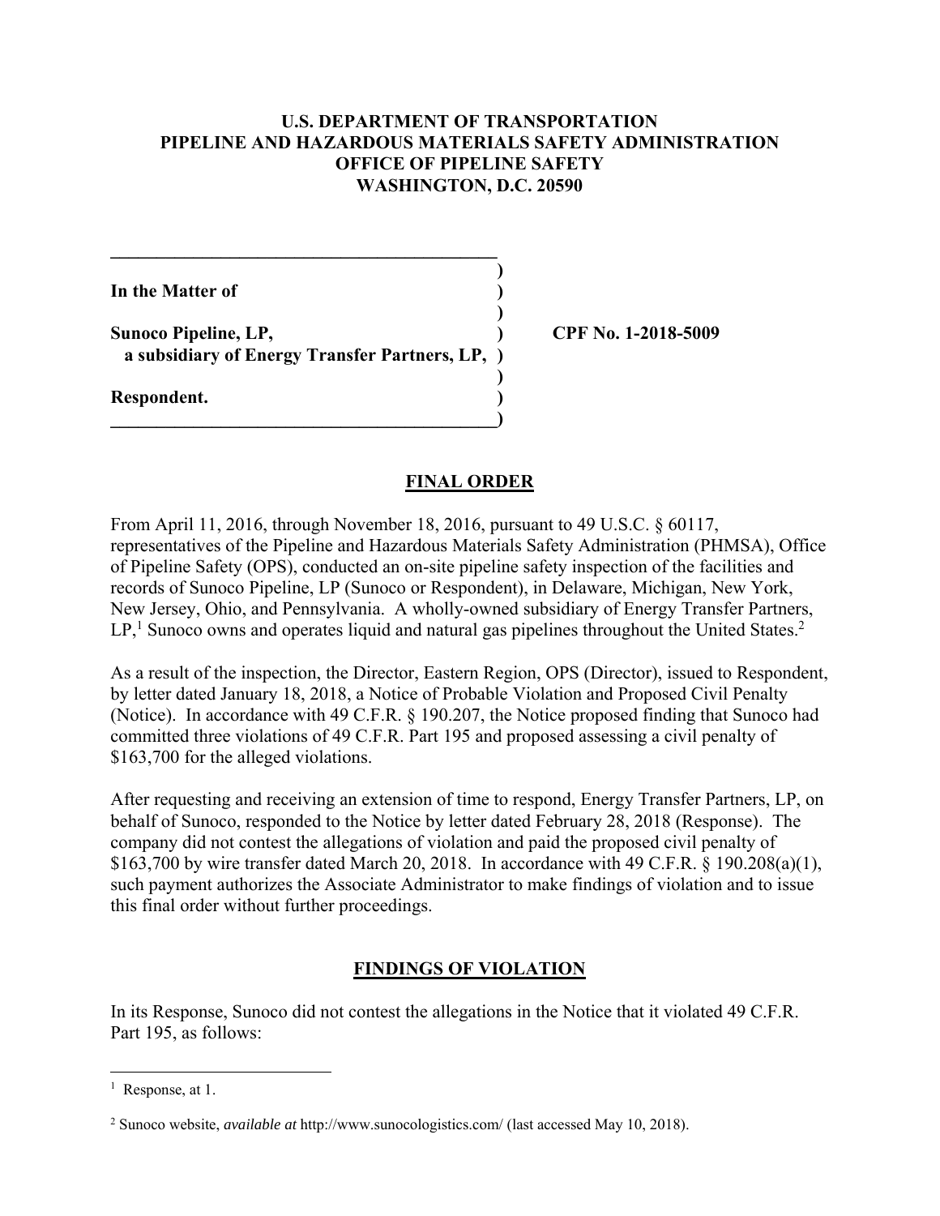**U.S. DEPARTMENT OF TRANSPORTATION**
**PIPELINE AND HAZARDOUS MATERIALS SAFETY ADMINISTRATION**
**OFFICE OF PIPELINE SAFETY**
**WASHINGTON, D.C. 20590**

| | |
|---|---|
| **In the Matter of** | |
| **Sunoco Pipeline, LP,** **a subsidiary of Energy Transfer Partners, LP,** | **CPF No. 1-2018-5009** |
| **Respondent.** | |

## FINAL ORDER

From April 11, 2016, through November 18, 2016, pursuant to 49 U.S.C. § 60117, representatives of the Pipeline and Hazardous Materials Safety Administration (PHMSA), Office of Pipeline Safety (OPS), conducted an on-site pipeline safety inspection of the facilities and records of Sunoco Pipeline, LP (Sunoco or Respondent), in Delaware, Michigan, New York, New Jersey, Ohio, and Pennsylvania. A wholly-owned subsidiary of Energy Transfer Partners, LP,[1] Sunoco owns and operates liquid and natural gas pipelines throughout the United States.[2]

As a result of the inspection, the Director, Eastern Region, OPS (Director), issued to Respondent, by letter dated January 18, 2018, a Notice of Probable Violation and Proposed Civil Penalty (Notice). In accordance with 49 C.F.R. § 190.207, the Notice proposed finding that Sunoco had committed three violations of 49 C.F.R. Part 195 and proposed assessing a civil penalty of $163,700 for the alleged violations.

After requesting and receiving an extension of time to respond, Energy Transfer Partners, LP, on behalf of Sunoco, responded to the Notice by letter dated February 28, 2018 (Response). The company did not contest the allegations of violation and paid the proposed civil penalty of $163,700 by wire transfer dated March 20, 2018. In accordance with 49 C.F.R. § 190.208(a)(1), such payment authorizes the Associate Administrator to make findings of violation and to issue this final order without further proceedings.

## FINDINGS OF VIOLATION

In its Response, Sunoco did not contest the allegations in the Notice that it violated 49 C.F.R. Part 195, as follows:

---

[1] Response, at 1.

[2] Sunoco website, *available at* http://www.sunocologistics.com/ (last accessed May 10, 2018).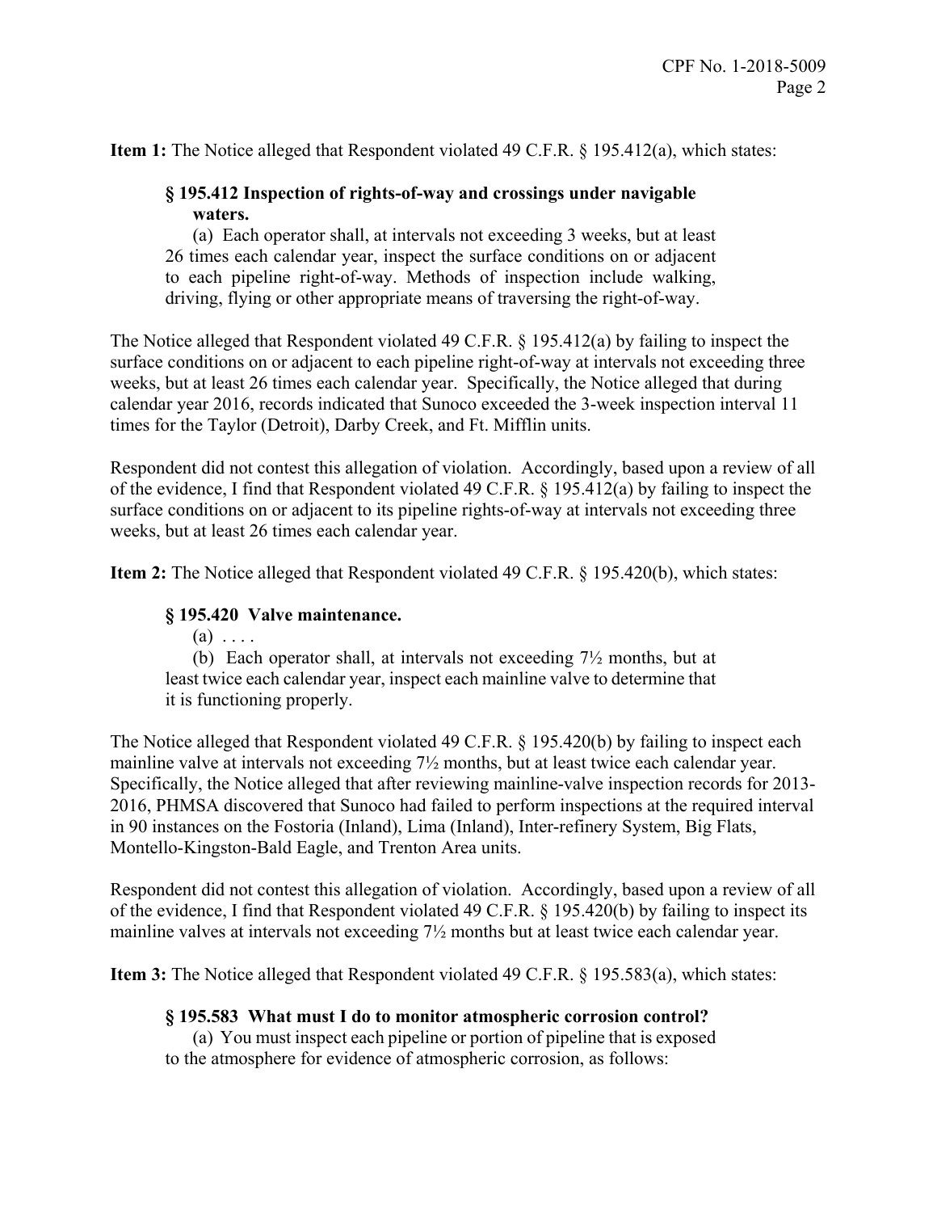**Item 1:** The Notice alleged that Respondent violated 49 C.F.R. § 195.412(a), which states:

> **§ 195.412 Inspection of rights-of-way and crossings under navigable waters.**
>
> (a) Each operator shall, at intervals not exceeding 3 weeks, but at least 26 times each calendar year, inspect the surface conditions on or adjacent to each pipeline right-of-way. Methods of inspection include walking, driving, flying or other appropriate means of traversing the right-of-way.

The Notice alleged that Respondent violated 49 C.F.R. § 195.412(a) by failing to inspect the surface conditions on or adjacent to each pipeline right-of-way at intervals not exceeding three weeks, but at least 26 times each calendar year. Specifically, the Notice alleged that during calendar year 2016, records indicated that Sunoco exceeded the 3-week inspection interval 11 times for the Taylor (Detroit), Darby Creek, and Ft. Mifflin units.

Respondent did not contest this allegation of violation. Accordingly, based upon a review of all of the evidence, I find that Respondent violated 49 C.F.R. § 195.412(a) by failing to inspect the surface conditions on or adjacent to its pipeline rights-of-way at intervals not exceeding three weeks, but at least 26 times each calendar year.

**Item 2:** The Notice alleged that Respondent violated 49 C.F.R. § 195.420(b), which states:

> **§ 195.420 Valve maintenance.**
>
> (a) . . . .
>
> (b) Each operator shall, at intervals not exceeding 7½ months, but at least twice each calendar year, inspect each mainline valve to determine that it is functioning properly.

The Notice alleged that Respondent violated 49 C.F.R. § 195.420(b) by failing to inspect each mainline valve at intervals not exceeding 7½ months, but at least twice each calendar year. Specifically, the Notice alleged that after reviewing mainline-valve inspection records for 2013-2016, PHMSA discovered that Sunoco had failed to perform inspections at the required interval in 90 instances on the Fostoria (Inland), Lima (Inland), Inter-refinery System, Big Flats, Montello-Kingston-Bald Eagle, and Trenton Area units.

Respondent did not contest this allegation of violation. Accordingly, based upon a review of all of the evidence, I find that Respondent violated 49 C.F.R. § 195.420(b) by failing to inspect its mainline valves at intervals not exceeding 7½ months but at least twice each calendar year.

**Item 3:** The Notice alleged that Respondent violated 49 C.F.R. § 195.583(a), which states:

> **§ 195.583 What must I do to monitor atmospheric corrosion control?**
>
> (a) You must inspect each pipeline or portion of pipeline that is exposed to the atmosphere for evidence of atmospheric corrosion, as follows: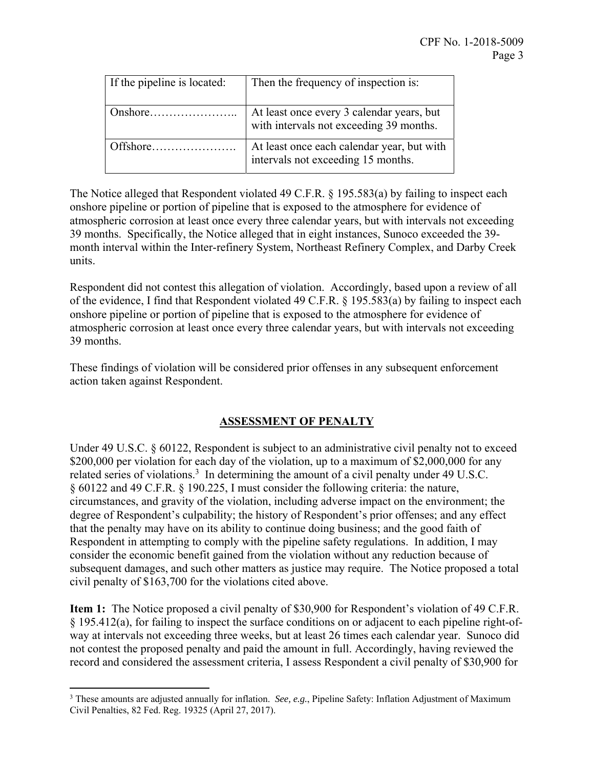| If the pipeline is located: | Then the frequency of inspection is: |
|---|---|
| Onshore………………….. | At least once every 3 calendar years, but with intervals not exceeding 39 months. |
| Offshore…………………. | At least once each calendar year, but with intervals not exceeding 15 months. |

The Notice alleged that Respondent violated 49 C.F.R. § 195.583(a) by failing to inspect each onshore pipeline or portion of pipeline that is exposed to the atmosphere for evidence of atmospheric corrosion at least once every three calendar years, but with intervals not exceeding 39 months. Specifically, the Notice alleged that in eight instances, Sunoco exceeded the 39-month interval within the Inter-refinery System, Northeast Refinery Complex, and Darby Creek units.

Respondent did not contest this allegation of violation. Accordingly, based upon a review of all of the evidence, I find that Respondent violated 49 C.F.R. § 195.583(a) by failing to inspect each onshore pipeline or portion of pipeline that is exposed to the atmosphere for evidence of atmospheric corrosion at least once every three calendar years, but with intervals not exceeding 39 months.

These findings of violation will be considered prior offenses in any subsequent enforcement action taken against Respondent.

## ASSESSMENT OF PENALTY

Under 49 U.S.C. § 60122, Respondent is subject to an administrative civil penalty not to exceed $200,000 per violation for each day of the violation, up to a maximum of $2,000,000 for any related series of violations.[3] In determining the amount of a civil penalty under 49 U.S.C. § 60122 and 49 C.F.R. § 190.225, I must consider the following criteria: the nature, circumstances, and gravity of the violation, including adverse impact on the environment; the degree of Respondent's culpability; the history of Respondent's prior offenses; and any effect that the penalty may have on its ability to continue doing business; and the good faith of Respondent in attempting to comply with the pipeline safety regulations. In addition, I may consider the economic benefit gained from the violation without any reduction because of subsequent damages, and such other matters as justice may require. The Notice proposed a total civil penalty of $163,700 for the violations cited above.

**Item 1:** The Notice proposed a civil penalty of $30,900 for Respondent's violation of 49 C.F.R. § 195.412(a), for failing to inspect the surface conditions on or adjacent to each pipeline right-of-way at intervals not exceeding three weeks, but at least 26 times each calendar year. Sunoco did not contest the proposed penalty and paid the amount in full. Accordingly, having reviewed the record and considered the assessment criteria, I assess Respondent a civil penalty of $30,900 for

[3] These amounts are adjusted annually for inflation. *See, e.g.*, Pipeline Safety: Inflation Adjustment of Maximum Civil Penalties, 82 Fed. Reg. 19325 (April 27, 2017).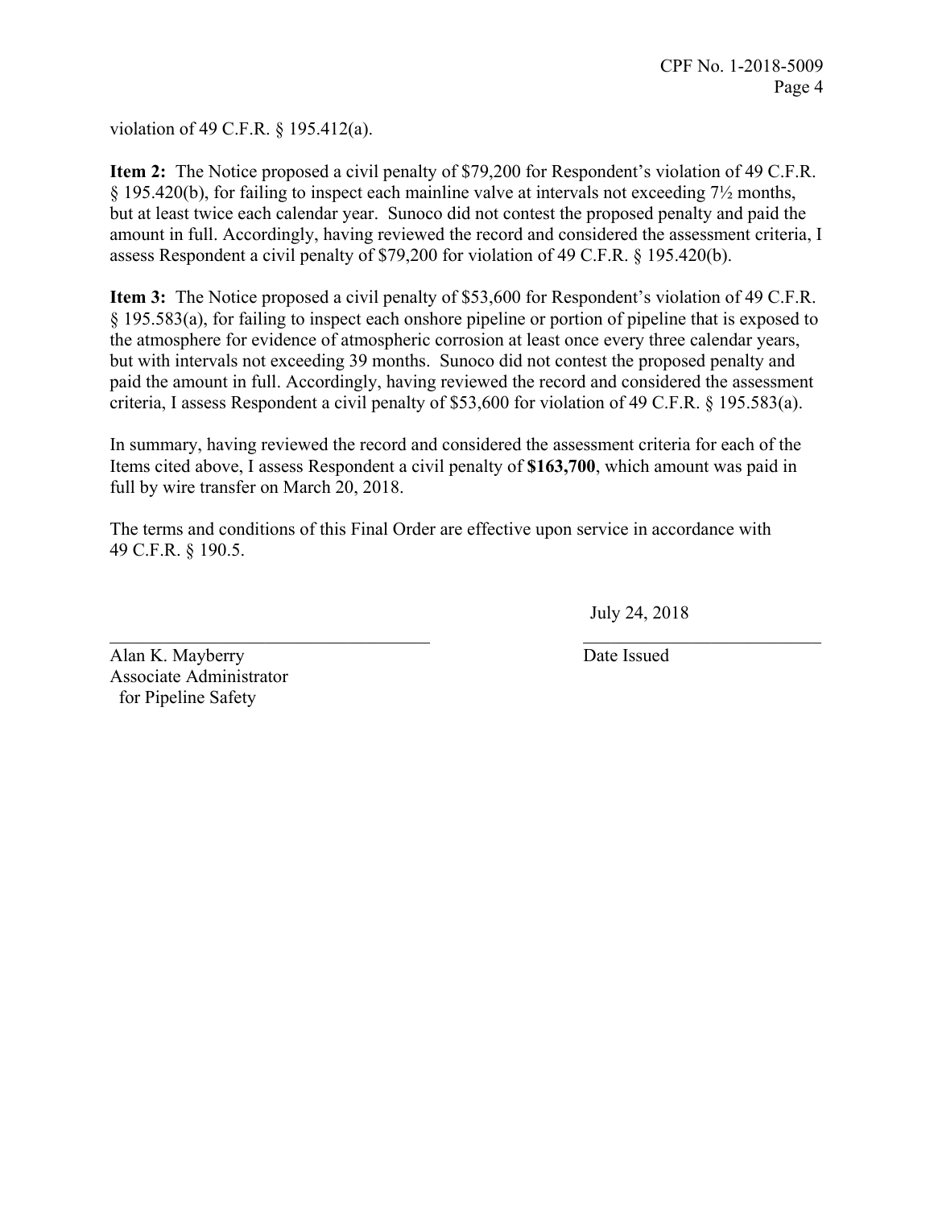violation of 49 C.F.R. § 195.412(a).

**Item 2:** The Notice proposed a civil penalty of $79,200 for Respondent's violation of 49 C.F.R. § 195.420(b), for failing to inspect each mainline valve at intervals not exceeding 7½ months, but at least twice each calendar year. Sunoco did not contest the proposed penalty and paid the amount in full. Accordingly, having reviewed the record and considered the assessment criteria, I assess Respondent a civil penalty of $79,200 for violation of 49 C.F.R. § 195.420(b).

**Item 3:** The Notice proposed a civil penalty of $53,600 for Respondent's violation of 49 C.F.R. § 195.583(a), for failing to inspect each onshore pipeline or portion of pipeline that is exposed to the atmosphere for evidence of atmospheric corrosion at least once every three calendar years, but with intervals not exceeding 39 months. Sunoco did not contest the proposed penalty and paid the amount in full. Accordingly, having reviewed the record and considered the assessment criteria, I assess Respondent a civil penalty of $53,600 for violation of 49 C.F.R. § 195.583(a).

In summary, having reviewed the record and considered the assessment criteria for each of the Items cited above, I assess Respondent a civil penalty of **$163,700**, which amount was paid in full by wire transfer on March 20, 2018.

The terms and conditions of this Final Order are effective upon service in accordance with 49 C.F.R. § 190.5.

July 24, 2018

\_\_\_\_\_\_\_\_\_\_\_\_\_\_\_\_\_\_\_\_\_\_\_\_\_\_\_\_\_\_\_\_\_\_ \_\_\_\_\_\_\_\_\_\_\_\_\_\_\_\_\_\_\_\_\_\_\_\_\_\_

Alan K. Mayberry
Associate Administrator
for Pipeline Safety

Date Issued